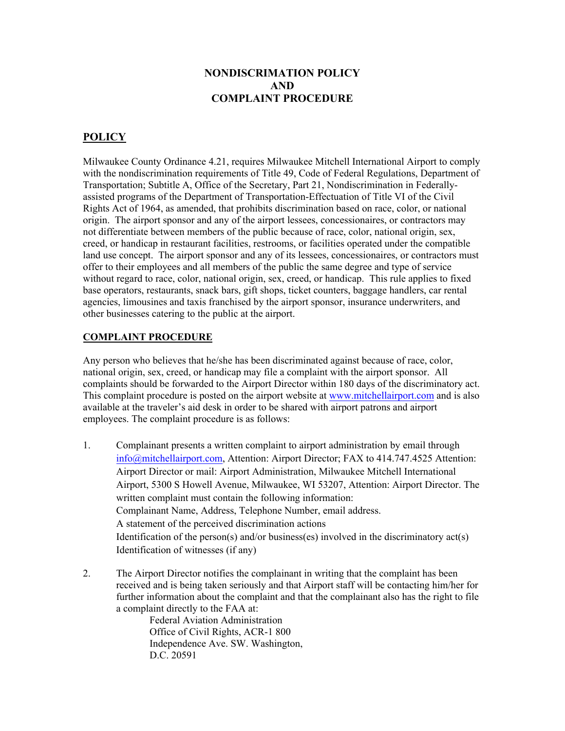# NONDISCRIMATION POLICY AND COMPLAINT PROCEDURE

## POLICY

Milwaukee County Ordinance 4.21, requires Milwaukee Mitchell International Airport to comply with the nondiscrimination requirements of Title 49, Code of Federal Regulations, Department of Transportation; Subtitle A, Office of the Secretary, Part 21, Nondiscrimination in Federally-assisted programs of the Department of Transportation-Effectuation of Title VI of the Civil Rights Act of 1964, as amended, that prohibits discrimination based on race, color, or national origin. The airport sponsor and any of the airport lessees, concessionaires, or contractors may not differentiate between members of the public because of race, color, national origin, sex, creed, or handicap in restaurant facilities, restrooms, or facilities operated under the compatible land use concept. The airport sponsor and any of its lessees, concessionaires, or contractors must offer to their employees and all members of the public the same degree and type of service without regard to race, color, national origin, sex, creed, or handicap. This rule applies to fixed base operators, restaurants, snack bars, gift shops, ticket counters, baggage handlers, car rental agencies, limousines and taxis franchised by the airport sponsor, insurance underwriters, and other businesses catering to the public at the airport.

## COMPLAINT PROCEDURE

Any person who believes that he/she has been discriminated against because of race, color, national origin, sex, creed, or handicap may file a complaint with the airport sponsor. All complaints should be forwarded to the Airport Director within 180 days of the discriminatory act. This complaint procedure is posted on the airport website at www.mitchellairport.com and is also available at the traveler's aid desk in order to be shared with airport patrons and airport employees. The complaint procedure is as follows:

1. Complainant presents a written complaint to airport administration by email through info@mitchellairport.com, Attention: Airport Director; FAX to 414.747.4525 Attention: Airport Director or mail: Airport Administration, Milwaukee Mitchell International Airport, 5300 S Howell Avenue, Milwaukee, WI 53207, Attention: Airport Director. The written complaint must contain the following information:
   Complainant Name, Address, Telephone Number, email address.
   A statement of the perceived discrimination actions
   Identification of the person(s) and/or business(es) involved in the discriminatory act(s)
   Identification of witnesses (if any)

2. The Airport Director notifies the complainant in writing that the complaint has been received and is being taken seriously and that Airport staff will be contacting him/her for further information about the complaint and that the complainant also has the right to file a complaint directly to the FAA at:
   Federal Aviation Administration
   Office of Civil Rights, ACR-1 800
   Independence Ave. SW. Washington,
   D.C. 20591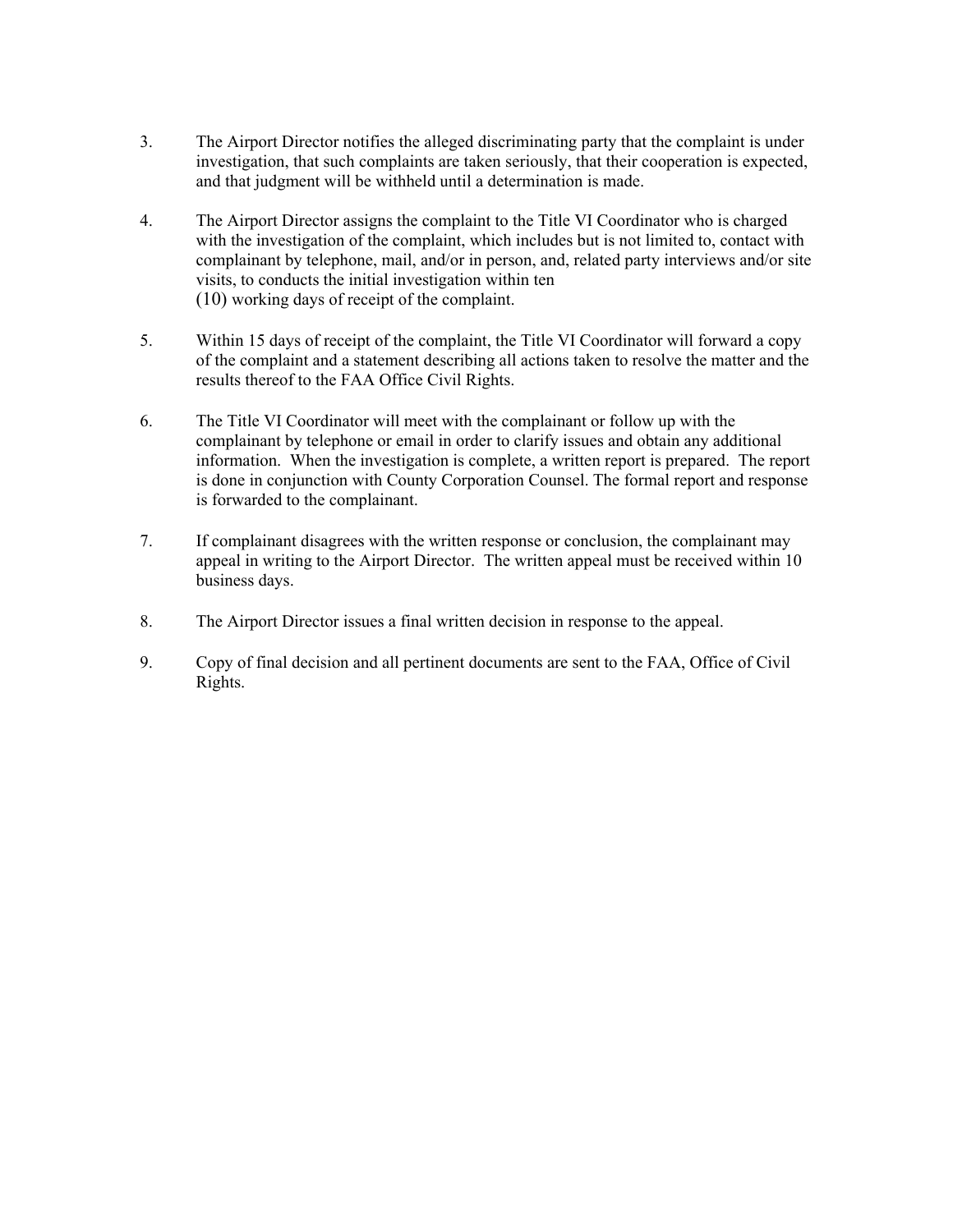3. The Airport Director notifies the alleged discriminating party that the complaint is under investigation, that such complaints are taken seriously, that their cooperation is expected, and that judgment will be withheld until a determination is made.

4. The Airport Director assigns the complaint to the Title VI Coordinator who is charged with the investigation of the complaint, which includes but is not limited to, contact with complainant by telephone, mail, and/or in person, and, related party interviews and/or site visits, to conducts the initial investigation within ten (10) working days of receipt of the complaint.

5. Within 15 days of receipt of the complaint, the Title VI Coordinator will forward a copy of the complaint and a statement describing all actions taken to resolve the matter and the results thereof to the FAA Office Civil Rights.

6. The Title VI Coordinator will meet with the complainant or follow up with the complainant by telephone or email in order to clarify issues and obtain any additional information. When the investigation is complete, a written report is prepared. The report is done in conjunction with County Corporation Counsel. The formal report and response is forwarded to the complainant.

7. If complainant disagrees with the written response or conclusion, the complainant may appeal in writing to the Airport Director. The written appeal must be received within 10 business days.

8. The Airport Director issues a final written decision in response to the appeal.

9. Copy of final decision and all pertinent documents are sent to the FAA, Office of Civil Rights.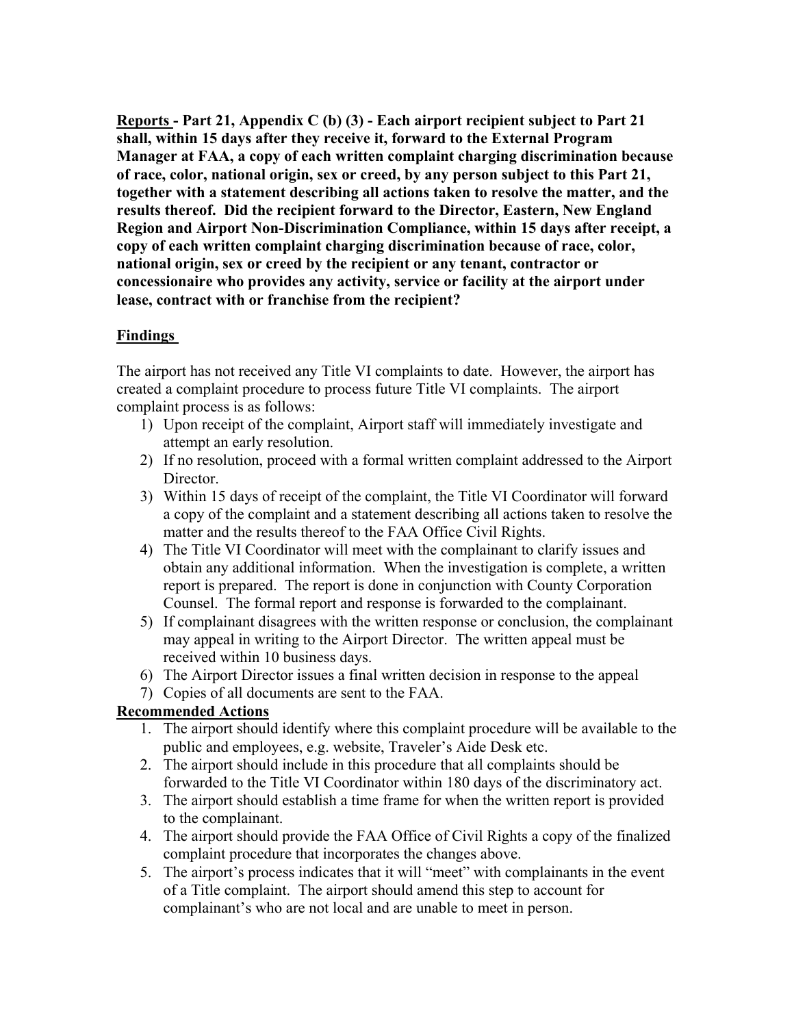**Reports - Part 21, Appendix C (b) (3) - Each airport recipient subject to Part 21 shall, within 15 days after they receive it, forward to the External Program Manager at FAA, a copy of each written complaint charging discrimination because of race, color, national origin, sex or creed, by any person subject to this Part 21, together with a statement describing all actions taken to resolve the matter, and the results thereof. Did the recipient forward to the Director, Eastern, New England Region and Airport Non-Discrimination Compliance, within 15 days after receipt, a copy of each written complaint charging discrimination because of race, color, national origin, sex or creed by the recipient or any tenant, contractor or concessionaire who provides any activity, service or facility at the airport under lease, contract with or franchise from the recipient?**

**Findings**

The airport has not received any Title VI complaints to date. However, the airport has created a complaint procedure to process future Title VI complaints. The airport complaint process is as follows:

1) Upon receipt of the complaint, Airport staff will immediately investigate and attempt an early resolution.
2) If no resolution, proceed with a formal written complaint addressed to the Airport Director.
3) Within 15 days of receipt of the complaint, the Title VI Coordinator will forward a copy of the complaint and a statement describing all actions taken to resolve the matter and the results thereof to the FAA Office Civil Rights.
4) The Title VI Coordinator will meet with the complainant to clarify issues and obtain any additional information. When the investigation is complete, a written report is prepared. The report is done in conjunction with County Corporation Counsel. The formal report and response is forwarded to the complainant.
5) If complainant disagrees with the written response or conclusion, the complainant may appeal in writing to the Airport Director. The written appeal must be received within 10 business days.
6) The Airport Director issues a final written decision in response to the appeal
7) Copies of all documents are sent to the FAA.

**Recommended Actions**

1. The airport should identify where this complaint procedure will be available to the public and employees, e.g. website, Traveler's Aide Desk etc.
2. The airport should include in this procedure that all complaints should be forwarded to the Title VI Coordinator within 180 days of the discriminatory act.
3. The airport should establish a time frame for when the written report is provided to the complainant.
4. The airport should provide the FAA Office of Civil Rights a copy of the finalized complaint procedure that incorporates the changes above.
5. The airport's process indicates that it will "meet" with complainants in the event of a Title complaint. The airport should amend this step to account for complainant's who are not local and are unable to meet in person.